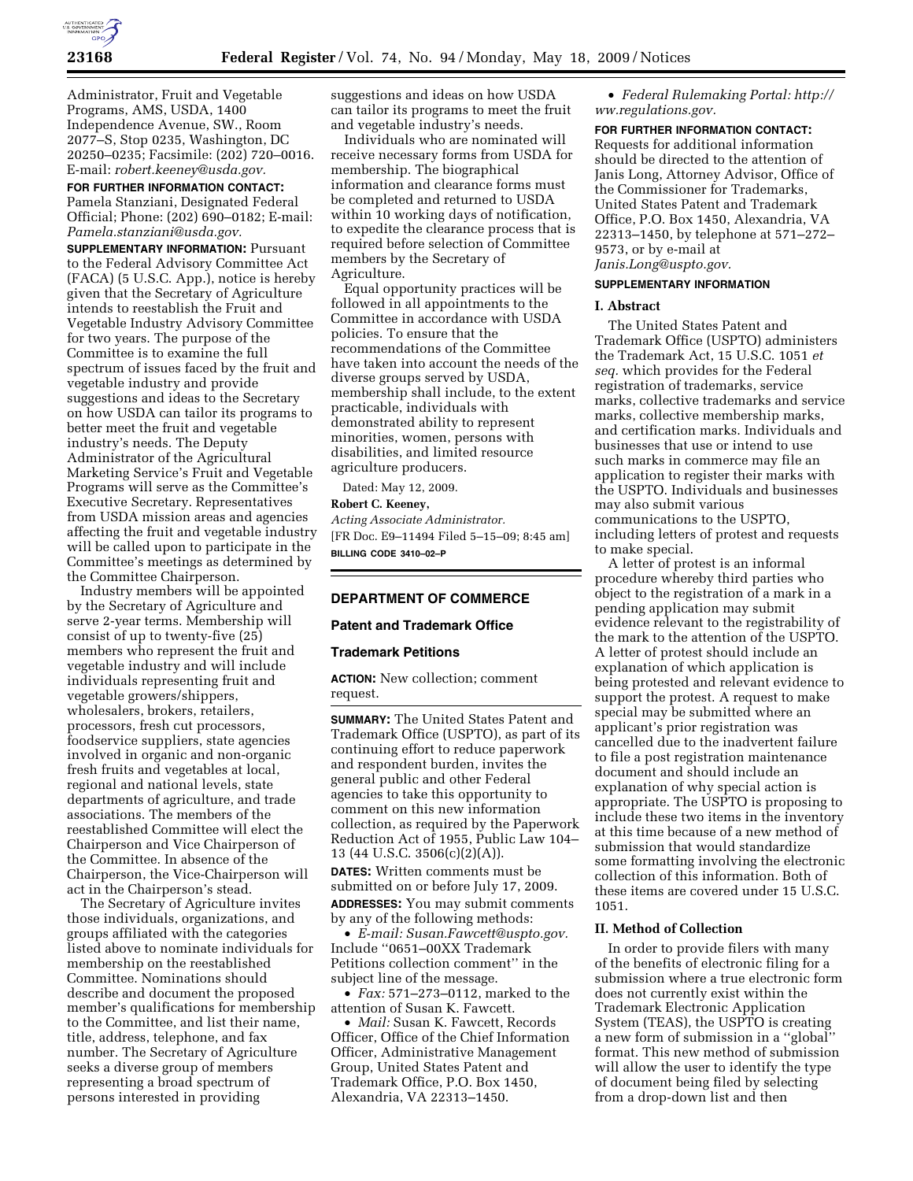Administrator, Fruit and Vegetable Programs, AMS, USDA, 1400 Independence Avenue, SW., Room 2077–S, Stop 0235, Washington, DC 20250–0235; Facsimile: (202) 720–0016. E-mail: *robert.keeney@usda.gov.*

**FOR FURTHER INFORMATION CONTACT:** Pamela Stanziani, Designated Federal Official; Phone: (202) 690–0182; E-mail: *Pamela.stanziani@usda.gov.*

**SUPPLEMENTARY INFORMATION:** Pursuant to the Federal Advisory Committee Act (FACA) (5 U.S.C. App.), notice is hereby given that the Secretary of Agriculture intends to reestablish the Fruit and Vegetable Industry Advisory Committee for two years. The purpose of the Committee is to examine the full spectrum of issues faced by the fruit and vegetable industry and provide suggestions and ideas to the Secretary on how USDA can tailor its programs to better meet the fruit and vegetable industry's needs. The Deputy Administrator of the Agricultural Marketing Service's Fruit and Vegetable Programs will serve as the Committee's Executive Secretary. Representatives from USDA mission areas and agencies affecting the fruit and vegetable industry will be called upon to participate in the Committee's meetings as determined by the Committee Chairperson.

Industry members will be appointed by the Secretary of Agriculture and serve 2-year terms. Membership will consist of up to twenty-five (25) members who represent the fruit and vegetable industry and will include individuals representing fruit and vegetable growers/shippers, wholesalers, brokers, retailers, processors, fresh cut processors, foodservice suppliers, state agencies involved in organic and non-organic fresh fruits and vegetables at local, regional and national levels, state departments of agriculture, and trade associations. The members of the reestablished Committee will elect the Chairperson and Vice Chairperson of the Committee. In absence of the Chairperson, the Vice-Chairperson will act in the Chairperson's stead.

The Secretary of Agriculture invites those individuals, organizations, and groups affiliated with the categories listed above to nominate individuals for membership on the reestablished Committee. Nominations should describe and document the proposed member's qualifications for membership to the Committee, and list their name, title, address, telephone, and fax number. The Secretary of Agriculture seeks a diverse group of members representing a broad spectrum of persons interested in providing suggestions and ideas on how USDA can tailor its programs to meet the fruit and vegetable industry's needs.

Individuals who are nominated will receive necessary forms from USDA for membership. The biographical information and clearance forms must be completed and returned to USDA within 10 working days of notification, to expedite the clearance process that is required before selection of Committee members by the Secretary of Agriculture.

Equal opportunity practices will be followed in all appointments to the Committee in accordance with USDA policies. To ensure that the recommendations of the Committee have taken into account the needs of the diverse groups served by USDA, membership shall include, to the extent practicable, individuals with demonstrated ability to represent minorities, women, persons with disabilities, and limited resource agriculture producers.

Dated: May 12, 2009.

**Robert C. Keeney,**

*Acting Associate Administrator.*

[FR Doc. E9–11494 Filed 5–15–09; 8:45 am]

**BILLING CODE 3410–02–P**

## DEPARTMENT OF COMMERCE

### Patent and Trademark Office

### Trademark Petitions

**ACTION:** New collection; comment request.

**SUMMARY:** The United States Patent and Trademark Office (USPTO), as part of its continuing effort to reduce paperwork and respondent burden, invites the general public and other Federal agencies to take this opportunity to comment on this new information collection, as required by the Paperwork Reduction Act of 1955, Public Law 104–13 (44 U.S.C. 3506(c)(2)(A)).

**DATES:** Written comments must be submitted on or before July 17, 2009.

**ADDRESSES:** You may submit comments by any of the following methods:

- *E-mail: Susan.Fawcett@uspto.gov.* Include ''0651–00XX Trademark Petitions collection comment'' in the subject line of the message.
- *Fax:* 571–273–0112, marked to the attention of Susan K. Fawcett.
- *Mail:* Susan K. Fawcett, Records Officer, Office of the Chief Information Officer, Administrative Management Group, United States Patent and Trademark Office, P.O. Box 1450, Alexandria, VA 22313–1450.
- *Federal Rulemaking Portal: http://ww.regulations.gov.*

**FOR FURTHER INFORMATION CONTACT:** Requests for additional information should be directed to the attention of Janis Long, Attorney Advisor, Office of the Commissioner for Trademarks, United States Patent and Trademark Office, P.O. Box 1450, Alexandria, VA 22313–1450, by telephone at 571–272–9573, or by e-mail at *Janis.Long@uspto.gov.*

**SUPPLEMENTARY INFORMATION**

**I. Abstract**

The United States Patent and Trademark Office (USPTO) administers the Trademark Act, 15 U.S.C. 1051 *et seq.* which provides for the Federal registration of trademarks, service marks, collective trademarks and service marks, collective membership marks, and certification marks. Individuals and businesses that use or intend to use such marks in commerce may file an application to register their marks with the USPTO. Individuals and businesses may also submit various communications to the USPTO, including letters of protest and requests to make special.

A letter of protest is an informal procedure whereby third parties who object to the registration of a mark in a pending application may submit evidence relevant to the registrability of the mark to the attention of the USPTO. A letter of protest should include an explanation of which application is being protested and relevant evidence to support the protest. A request to make special may be submitted where an applicant's prior registration was cancelled due to the inadvertent failure to file a post registration maintenance document and should include an explanation of why special action is appropriate. The USPTO is proposing to include these two items in the inventory at this time because of a new method of submission that would standardize some formatting involving the electronic collection of this information. Both of these items are covered under 15 U.S.C. 1051.

**II. Method of Collection**

In order to provide filers with many of the benefits of electronic filing for a submission where a true electronic form does not currently exist within the Trademark Electronic Application System (TEAS), the USPTO is creating a new form of submission in a ''global'' format. This new method of submission will allow the user to identify the type of document being filed by selecting from a drop-down list and then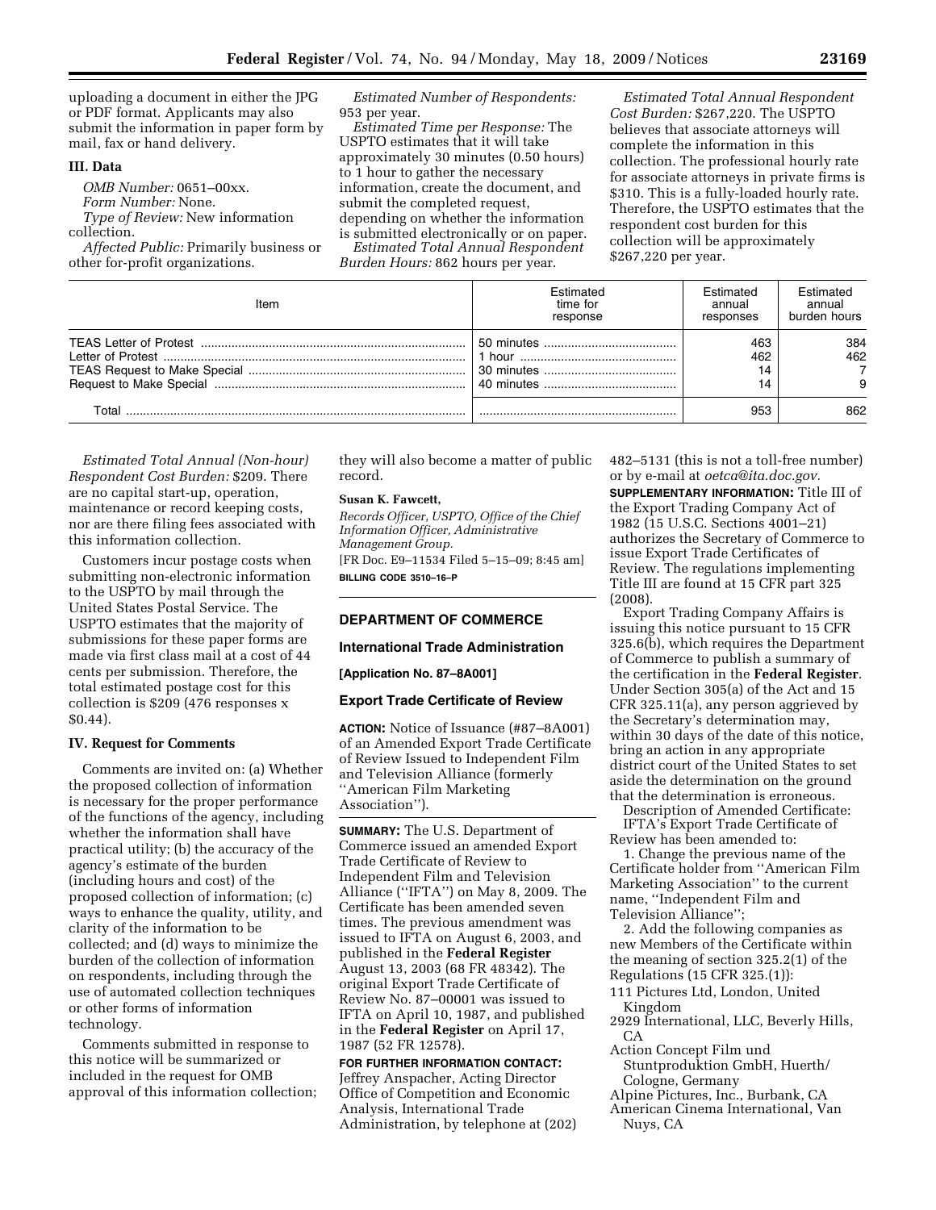uploading a document in either the JPG or PDF format. Applicants may also submit the information in paper form by mail, fax or hand delivery.

### III. Data

*OMB Number:* 0651–00xx.

*Form Number:* None.

*Type of Review:* New information collection.

*Affected Public:* Primarily business or other for-profit organizations.

*Estimated Number of Respondents:* 953 per year.

*Estimated Time per Response:* The USPTO estimates that it will take approximately 30 minutes (0.50 hours) to 1 hour to gather the necessary information, create the document, and submit the completed request, depending on whether the information is submitted electronically or on paper.

*Estimated Total Annual Respondent Burden Hours:* 862 hours per year.

*Estimated Total Annual Respondent Cost Burden:* $267,220. The USPTO believes that associate attorneys will complete the information in this collection. The professional hourly rate for associate attorneys in private firms is $310. This is a fully-loaded hourly rate. Therefore, the USPTO estimates that the respondent cost burden for this collection will be approximately $267,220 per year.

| Item | Estimated time for response | Estimated annual responses | Estimated annual burden hours |
|---|---|---|---|
| TEAS Letter of Protest | 50 minutes | 463 | 384 |
| Letter of Protest | 1 hour | 462 | 462 |
| TEAS Request to Make Special | 30 minutes | 14 | 7 |
| Request to Make Special | 40 minutes | 14 | 9 |
| Total | | 953 | 862 |

*Estimated Total Annual (Non-hour) Respondent Cost Burden:* $209. There are no capital start-up, operation, maintenance or record keeping costs, nor are there filing fees associated with this information collection.

Customers incur postage costs when submitting non-electronic information to the USPTO by mail through the United States Postal Service. The USPTO estimates that the majority of submissions for these paper forms are made via first class mail at a cost of 44 cents per submission. Therefore, the total estimated postage cost for this collection is $209 (476 responses x $0.44).

### IV. Request for Comments

Comments are invited on: (a) Whether the proposed collection of information is necessary for the proper performance of the functions of the agency, including whether the information shall have practical utility; (b) the accuracy of the agency's estimate of the burden (including hours and cost) of the proposed collection of information; (c) ways to enhance the quality, utility, and clarity of the information to be collected; and (d) ways to minimize the burden of the collection of information on respondents, including through the use of automated collection techniques or other forms of information technology.

Comments submitted in response to this notice will be summarized or included in the request for OMB approval of this information collection; they will also become a matter of public record.

**Susan K. Fawcett,**

*Records Officer, USPTO, Office of the Chief Information Officer, Administrative Management Group.*

[FR Doc. E9–11534 Filed 5–15–09; 8:45 am]

**BILLING CODE 3510–16–P**

---

## DEPARTMENT OF COMMERCE

### International Trade Administration

**[Application No. 87–8A001]**

### Export Trade Certificate of Review

**ACTION:** Notice of Issuance (#87–8A001) of an Amended Export Trade Certificate of Review Issued to Independent Film and Television Alliance (formerly ''American Film Marketing Association'').

**SUMMARY:** The U.S. Department of Commerce issued an amended Export Trade Certificate of Review to Independent Film and Television Alliance (''IFTA'') on May 8, 2009. The Certificate has been amended seven times. The previous amendment was issued to IFTA on August 6, 2003, and published in the **Federal Register** August 13, 2003 (68 FR 48342). The original Export Trade Certificate of Review No. 87–00001 was issued to IFTA on April 10, 1987, and published in the **Federal Register** on April 17, 1987 (52 FR 12578).

**FOR FURTHER INFORMATION CONTACT:** Jeffrey Anspacher, Acting Director Office of Competition and Economic Analysis, International Trade Administration, by telephone at (202) 482–5131 (this is not a toll-free number) or by e-mail at *oetca@ita.doc.gov*.

**SUPPLEMENTARY INFORMATION:** Title III of the Export Trading Company Act of 1982 (15 U.S.C. Sections 4001–21) authorizes the Secretary of Commerce to issue Export Trade Certificates of Review. The regulations implementing Title III are found at 15 CFR part 325 (2008).

Export Trading Company Affairs is issuing this notice pursuant to 15 CFR 325.6(b), which requires the Department of Commerce to publish a summary of the certification in the **Federal Register**. Under Section 305(a) of the Act and 15 CFR 325.11(a), any person aggrieved by the Secretary's determination may, within 30 days of the date of this notice, bring an action in any appropriate district court of the United States to set aside the determination on the ground that the determination is erroneous.

Description of Amended Certificate: IFTA's Export Trade Certificate of Review has been amended to:

1. Change the previous name of the Certificate holder from ''American Film Marketing Association'' to the current name, ''Independent Film and Television Alliance'';

2. Add the following companies as new Members of the Certificate within the meaning of section 325.2(1) of the Regulations (15 CFR 325.(1)):

111 Pictures Ltd, London, United Kingdom
2929 International, LLC, Beverly Hills, CA
Action Concept Film und Stuntproduktion GmbH, Huerth/Cologne, Germany
Alpine Pictures, Inc., Burbank, CA
American Cinema International, Van Nuys, CA